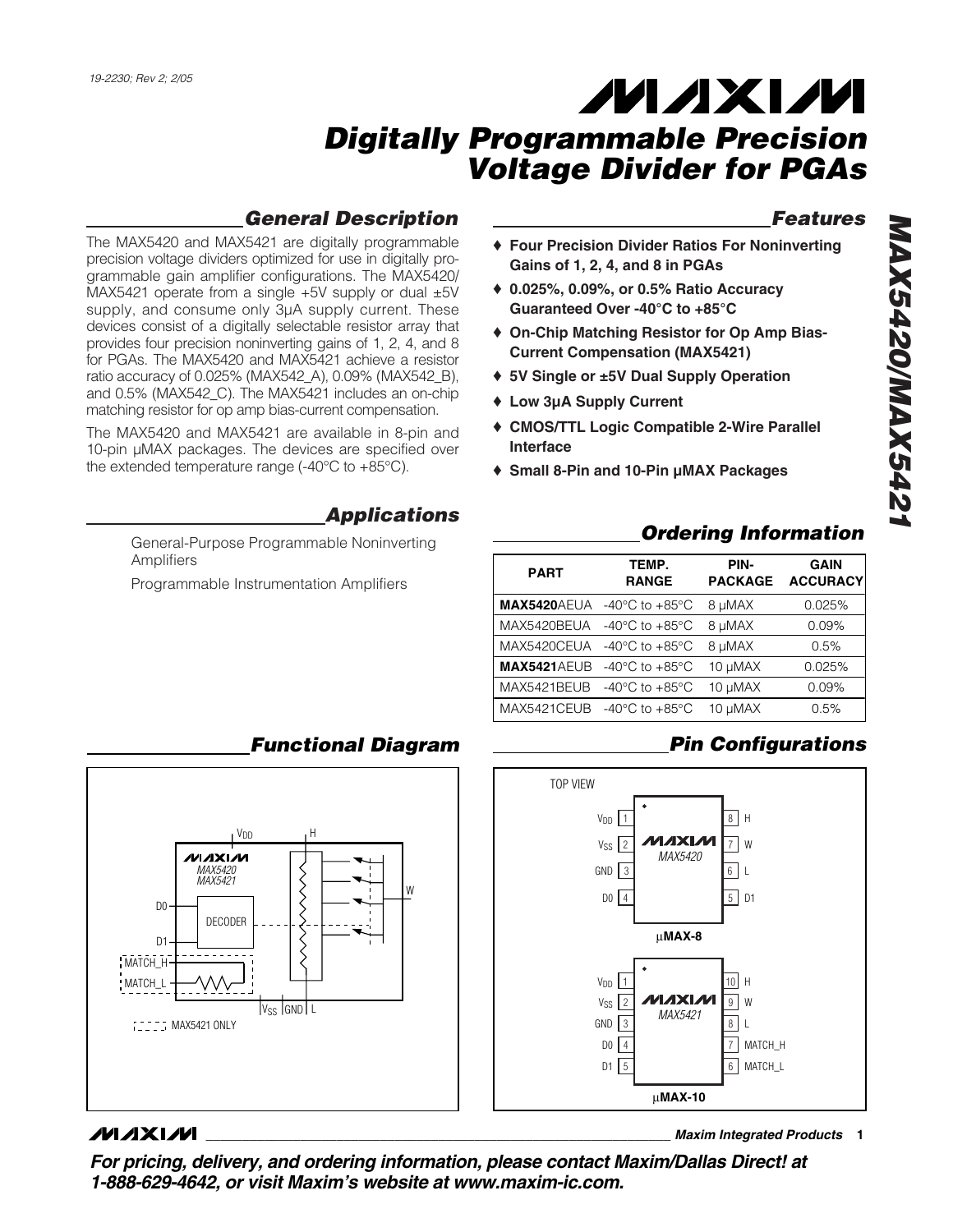19-2230; Rev 2; 2/05

# Digitally Programmable Precision Voltage Divider for PGAs

## General Description

The MAX5420 and MAX5421 are digitally programmable precision voltage dividers optimized for use in digitally programmable gain amplifier configurations. The MAX5420/MAX5421 operate from a single +5V supply or dual ±5V supply, and consume only 3µA supply current. These devices consist of a digitally selectable resistor array that provides four precision noninverting gains of 1, 2, 4, and 8 for PGAs. The MAX5420 and MAX5421 achieve a resistor ratio accuracy of 0.025% (MAX542_A), 0.09% (MAX542_B), and 0.5% (MAX542_C). The MAX5421 includes an on-chip matching resistor for op amp bias-current compensation.

The MAX5420 and MAX5421 are available in 8-pin and 10-pin µMAX packages. The devices are specified over the extended temperature range (-40°C to +85°C).

## Applications

General-Purpose Programmable Noninverting Amplifiers

Programmable Instrumentation Amplifiers

## Features

- ♦ Four Precision Divider Ratios For Noninverting Gains of 1, 2, 4, and 8 in PGAs
- ♦ 0.025%, 0.09%, or 0.5% Ratio Accuracy Guaranteed Over -40°C to +85°C
- ♦ On-Chip Matching Resistor for Op Amp Bias-Current Compensation (MAX5421)
- ♦ 5V Single or ±5V Dual Supply Operation
- ♦ Low 3µA Supply Current
- ♦ CMOS/TTL Logic Compatible 2-Wire Parallel Interface
- ♦ Small 8-Pin and 10-Pin µMAX Packages

## Ordering Information

| PART | TEMP. RANGE | PIN-PACKAGE | GAIN ACCURACY |
|---|---|---|---|
| **MAX5420**AEUA | -40°C to +85°C | 8 µMAX | 0.025% |
| MAX5420BEUA | -40°C to +85°C | 8 µMAX | 0.09% |
| MAX5420CEUA | -40°C to +85°C | 8 µMAX | 0.5% |
| **MAX5421**AEUB | -40°C to +85°C | 10 µMAX | 0.025% |
| MAX5421BEUB | -40°C to +85°C | 10 µMAX | 0.09% |
| MAX5421CEUB | -40°C to +85°C | 10 µMAX | 0.5% |

## Functional Diagram

## Pin Configurations

**MAX5420 (µMAX-8), TOP VIEW**

| Pin | Name | Pin | Name |
|---|---|---|---|
| 1 | $V_{DD}$ | 8 | H |
| 2 | $V_{SS}$ | 7 | W |
| 3 | GND | 6 | L |
| 4 | D0 | 5 | D1 |

**MAX5421 (µMAX-10), TOP VIEW**

| Pin | Name | Pin | Name |
|---|---|---|---|
| 1 | $V_{DD}$ | 10 | H |
| 2 | $V_{SS}$ | 9 | W |
| 3 | GND | 8 | L |
| 4 | D0 | 7 | MATCH_H |
| 5 | D1 | 6 | MATCH_L |

**For pricing, delivery, and ordering information, please contact Maxim/Dallas Direct! at 1-888-629-4642, or visit Maxim's website at www.maxim-ic.com.**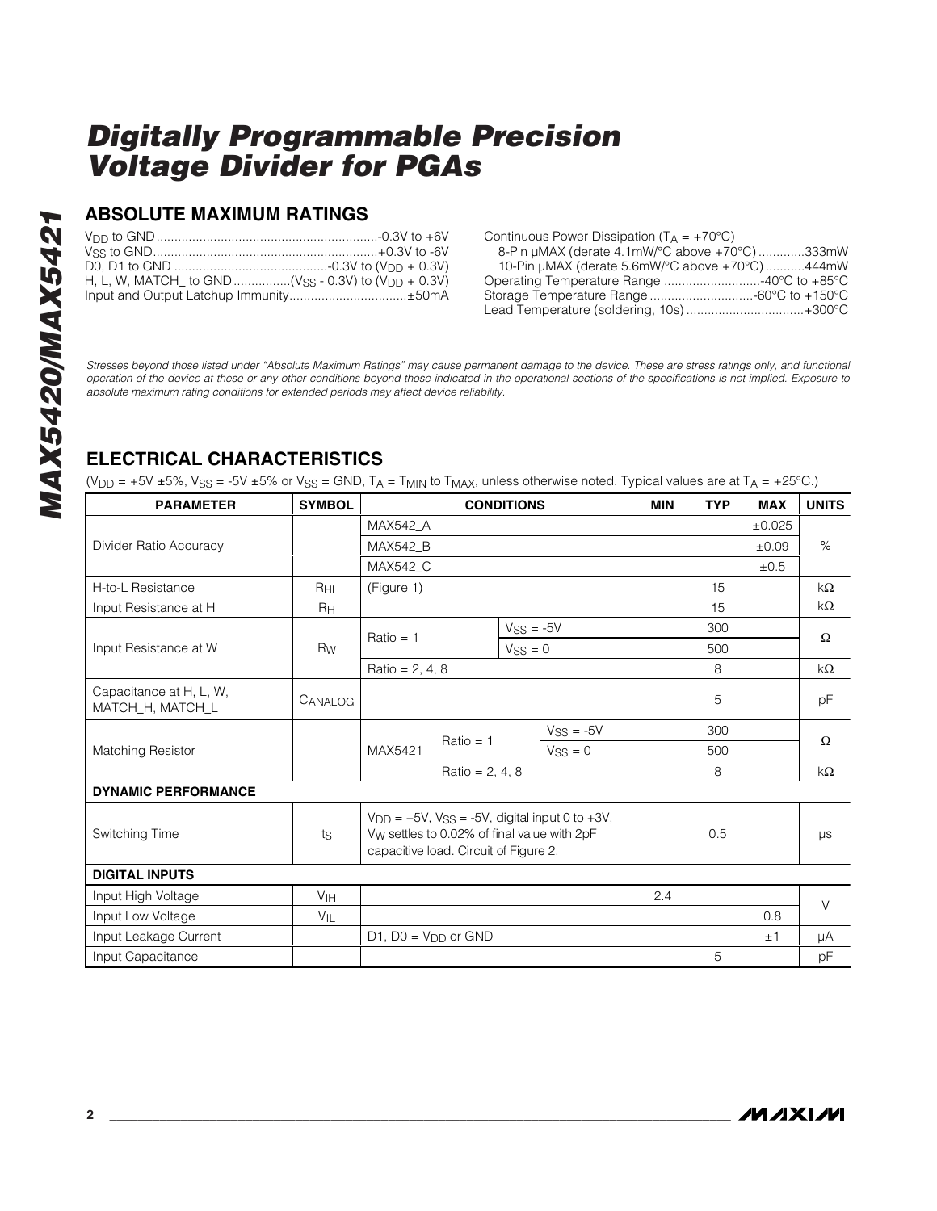## ABSOLUTE MAXIMUM RATINGS

$V_{DD}$ to GND ..........-0.3V to +6V
$V_{SS}$ to GND ..........+0.3V to -6V
D0, D1 to GND ..........-0.3V to ($V_{DD}$ + 0.3V)
H, L, W, MATCH_ to GND ..........($V_{SS}$ - 0.3V) to ($V_{DD}$ + 0.3V)
Input and Output Latchup Immunity..........±50mA

Continuous Power Dissipation ($T_A$ = +70°C)
8-Pin µMAX (derate 4.1mW/°C above +70°C) ..........333mW
10-Pin µMAX (derate 5.6mW/°C above +70°C) ..........444mW
Operating Temperature Range ..........-40°C to +85°C
Storage Temperature Range ..........-60°C to +150°C
Lead Temperature (soldering, 10s) ..........+300°C

*Stresses beyond those listed under "Absolute Maximum Ratings" may cause permanent damage to the device. These are stress ratings only, and functional operation of the device at these or any other conditions beyond those indicated in the operational sections of the specifications is not implied. Exposure to absolute maximum rating conditions for extended periods may affect device reliability.*

## ELECTRICAL CHARACTERISTICS

($V_{DD}$ = +5V ±5%, $V_{SS}$ = -5V ±5% or $V_{SS}$ = GND, $T_A$ = $T_{MIN}$ to $T_{MAX}$, unless otherwise noted. Typical values are at $T_A$ = +25°C.)

| PARAMETER | SYMBOL | CONDITIONS | | | MIN | TYP | MAX | UNITS |
|---|---|---|---|---|---|---|---|---|
| Divider Ratio Accuracy | | MAX542_A | | | | | ±0.025 | % |
| | | MAX542_B | | | | | ±0.09 | |
| | | MAX542_C | | | | | ±0.5 | |
| H-to-L Resistance | $R_{HL}$ | (Figure 1) | | | | 15 | | kΩ |
| Input Resistance at H | $R_H$ | | | | | 15 | | kΩ |
| Input Resistance at W | $R_W$ | Ratio = 1 | | $V_{SS}$ = -5V | | 300 | | Ω |
| | | | | $V_{SS}$ = 0 | | 500 | | |
| | | Ratio = 2, 4, 8 | | | | 8 | | kΩ |
| Capacitance at H, L, W, MATCH_H, MATCH_L | $C_{ANALOG}$ | | | | | 5 | | pF |
| Matching Resistor | | MAX5421 | Ratio = 1 | $V_{SS}$ = -5V | | 300 | | Ω |
| | | | | $V_{SS}$ = 0 | | 500 | | |
| | | | Ratio = 2, 4, 8 | | | 8 | | kΩ |
| **DYNAMIC PERFORMANCE** | | | | | | | | |
| Switching Time | $t_S$ | $V_{DD}$ = +5V, $V_{SS}$ = -5V, digital input 0 to +3V, $V_W$ settles to 0.02% of final value with 2pF capacitive load. Circuit of Figure 2. | | | | 0.5 | | µs |
| **DIGITAL INPUTS** | | | | | | | | |
| Input High Voltage | $V_{IH}$ | | | | 2.4 | | | V |
| Input Low Voltage | $V_{IL}$ | | | | | | 0.8 | |
| Input Leakage Current | | D1, D0 = $V_{DD}$ or GND | | | | | ±1 | µA |
| Input Capacitance | | | | | | 5 | | pF |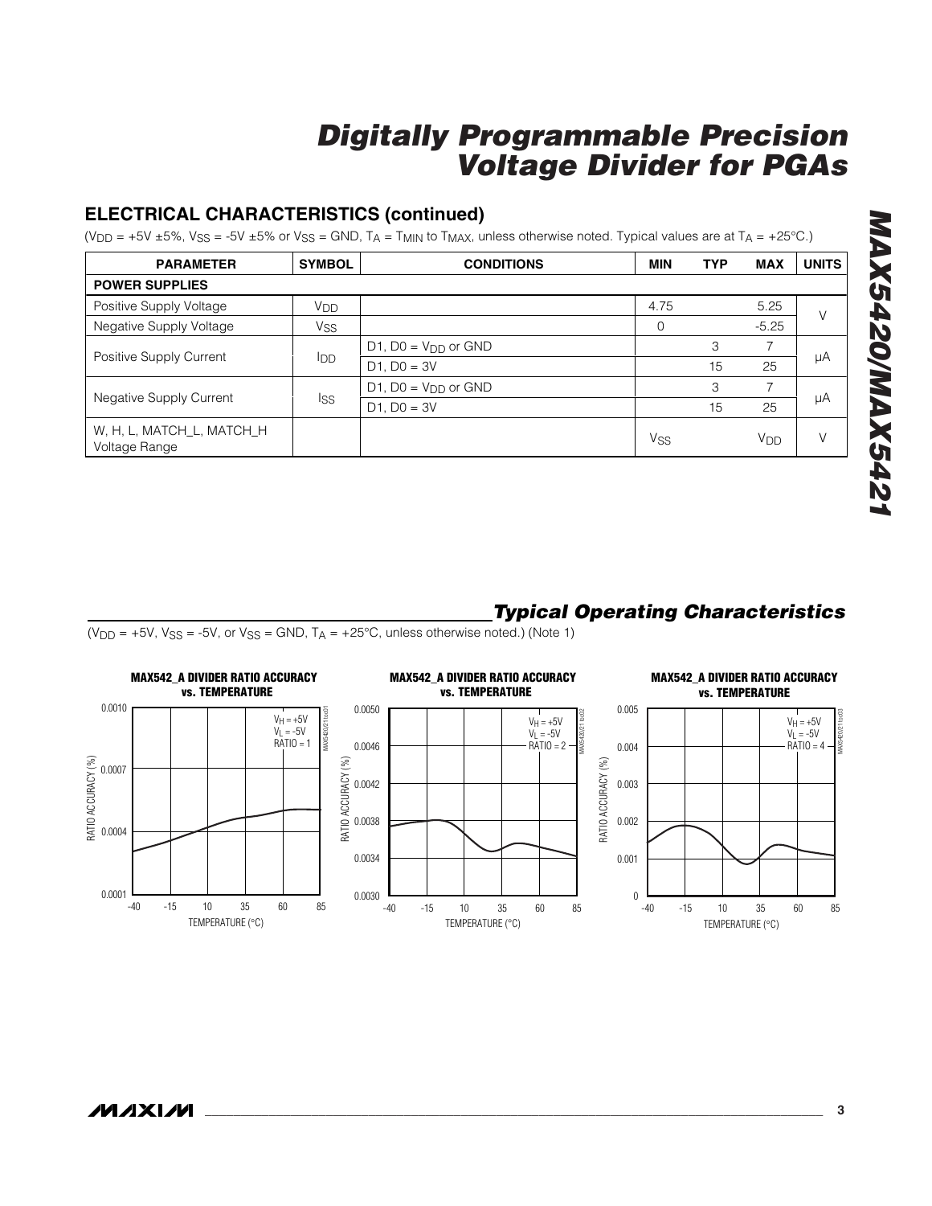## ELECTRICAL CHARACTERISTICS (continued)

($V_{DD}$ = +5V ±5%, $V_{SS}$ = -5V ±5% or $V_{SS}$ = GND, $T_A$ = $T_{MIN}$ to $T_{MAX}$, unless otherwise noted. Typical values are at $T_A$ = +25°C.)

| PARAMETER | SYMBOL | CONDITIONS | MIN | TYP | MAX | UNITS |
|---|---|---|---|---|---|---|
| **POWER SUPPLIES** | | | | | | |
| Positive Supply Voltage | $V_{DD}$ | | 4.75 | | 5.25 | V |
| Negative Supply Voltage | $V_{SS}$ | | 0 | | -5.25 | |
| Positive Supply Current | $I_{DD}$ | D1, D0 = $V_{DD}$ or GND | | 3 | 7 | µA |
| | | D1, D0 = 3V | | 15 | 25 | |
| Negative Supply Current | $I_{SS}$ | D1, D0 = $V_{DD}$ or GND | | 3 | 7 | µA |
| | | D1, D0 = 3V | | 15 | 25 | |
| W, H, L, MATCH_L, MATCH_H Voltage Range | | | $V_{SS}$ | | $V_{DD}$ | V |

## *Typical Operating Characteristics*

($V_{DD}$ = +5V, $V_{SS}$ = -5V, or $V_{SS}$ = GND, $T_A$ = +25°C, unless otherwise noted.) (Note 1)

**MAX542_A DIVIDER RATIO ACCURACY vs. TEMPERATURE** ($V_H$ = +5V, $V_L$ = -5V, RATIO = 1)

**MAX542_A DIVIDER RATIO ACCURACY vs. TEMPERATURE** ($V_H$ = +5V, $V_L$ = -5V, RATIO = 2)

**MAX542_A DIVIDER RATIO ACCURACY vs. TEMPERATURE** ($V_H$ = +5V, $V_L$ = -5V, RATIO = 4)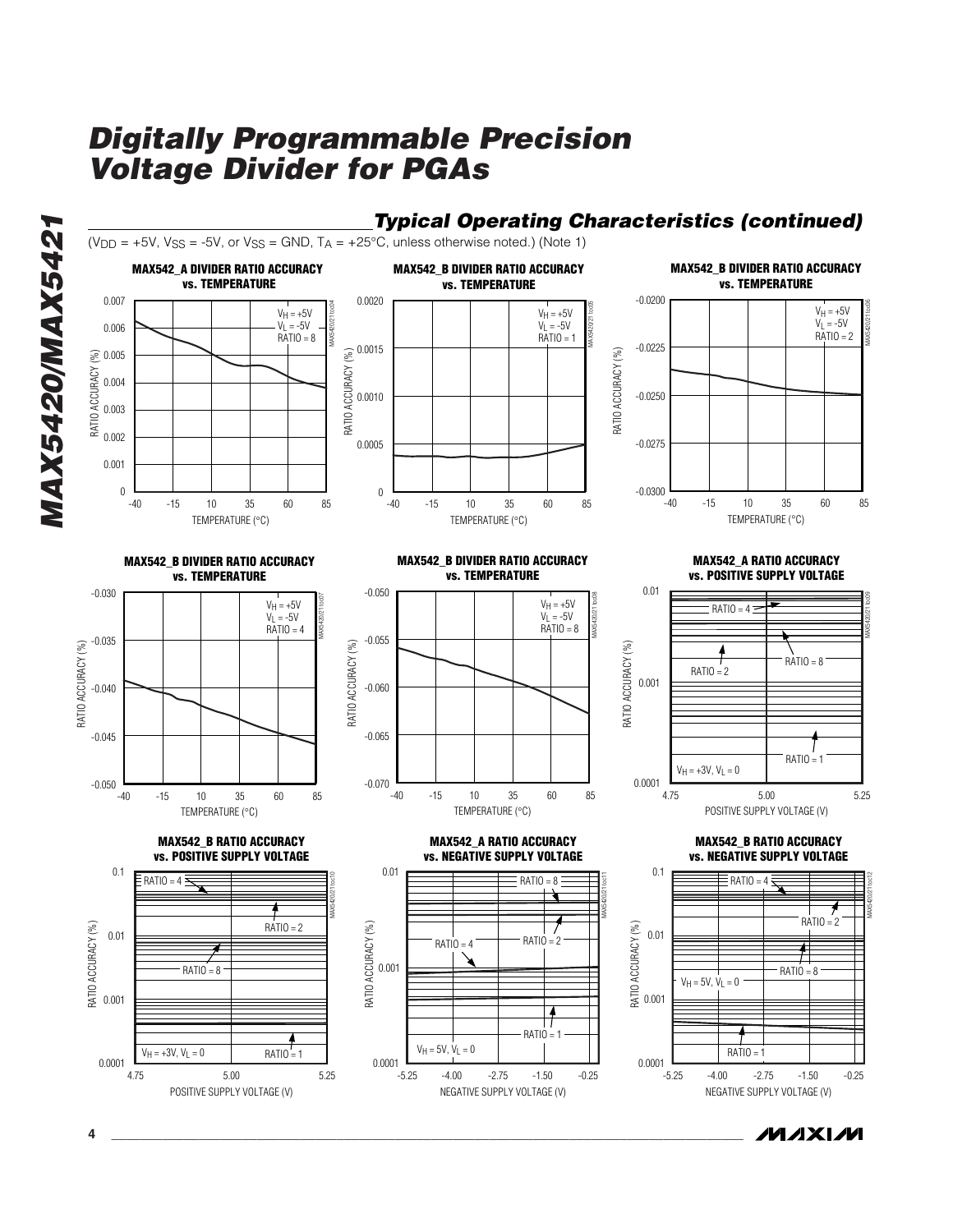## Typical Operating Characteristics (continued)

($V_{DD}$ = +5V, $V_{SS}$ = -5V, or $V_{SS}$ = GND, $T_A$ = +25°C, unless otherwise noted.) (Note 1)

**MAX542_A DIVIDER RATIO ACCURACY vs. TEMPERATURE**

$V_H$ = +5V, $V_L$ = -5V, RATIO = 8

RATIO ACCURACY (%): 0 to 0.007; TEMPERATURE (°C): -40 to 85

**MAX542_B DIVIDER RATIO ACCURACY vs. TEMPERATURE**

$V_H$ = +5V, $V_L$ = -5V, RATIO = 1

RATIO ACCURACY (%): 0 to 0.0020; TEMPERATURE (°C): -40 to 85

**MAX542_B DIVIDER RATIO ACCURACY vs. TEMPERATURE**

$V_H$ = +5V, $V_L$ = -5V, RATIO = 2

RATIO ACCURACY (%): -0.0300 to -0.0200; TEMPERATURE (°C): -40 to 85

**MAX542_B DIVIDER RATIO ACCURACY vs. TEMPERATURE**

$V_H$ = +5V, $V_L$ = -5V, RATIO = 4

RATIO ACCURACY (%): -0.050 to -0.030; TEMPERATURE (°C): -40 to 85

**MAX542_B DIVIDER RATIO ACCURACY vs. TEMPERATURE**

$V_H$ = +5V, $V_L$ = -5V, RATIO = 8

RATIO ACCURACY (%): -0.070 to -0.050; TEMPERATURE (°C): -40 to 85

**MAX542_A RATIO ACCURACY vs. POSITIVE SUPPLY VOLTAGE**

$V_H$ = +3V, $V_L$ = 0; RATIO = 4, RATIO = 8, RATIO = 2, RATIO = 1

RATIO ACCURACY (%): 0.0001 to 0.01; POSITIVE SUPPLY VOLTAGE (V): 4.75 to 5.25

**MAX542_B RATIO ACCURACY vs. POSITIVE SUPPLY VOLTAGE**

$V_H$ = +3V, $V_L$ = 0; RATIO = 4, RATIO = 2, RATIO = 8, RATIO = 1

RATIO ACCURACY (%): 0.0001 to 0.1; POSITIVE SUPPLY VOLTAGE (V): 4.75 to 5.25

**MAX542_A RATIO ACCURACY vs. NEGATIVE SUPPLY VOLTAGE**

$V_H$ = 5V, $V_L$ = 0; RATIO = 8, RATIO = 4, RATIO = 2, RATIO = 1

RATIO ACCURACY (%): 0.0001 to 0.01; NEGATIVE SUPPLY VOLTAGE (V): -5.25 to -0.25

**MAX542_B RATIO ACCURACY vs. NEGATIVE SUPPLY VOLTAGE**

$V_H$ = 5V, $V_L$ = 0; RATIO = 4, RATIO = 2, RATIO = 8, RATIO = 1

RATIO ACCURACY (%): 0.0001 to 0.1; NEGATIVE SUPPLY VOLTAGE (V): -5.25 to -0.25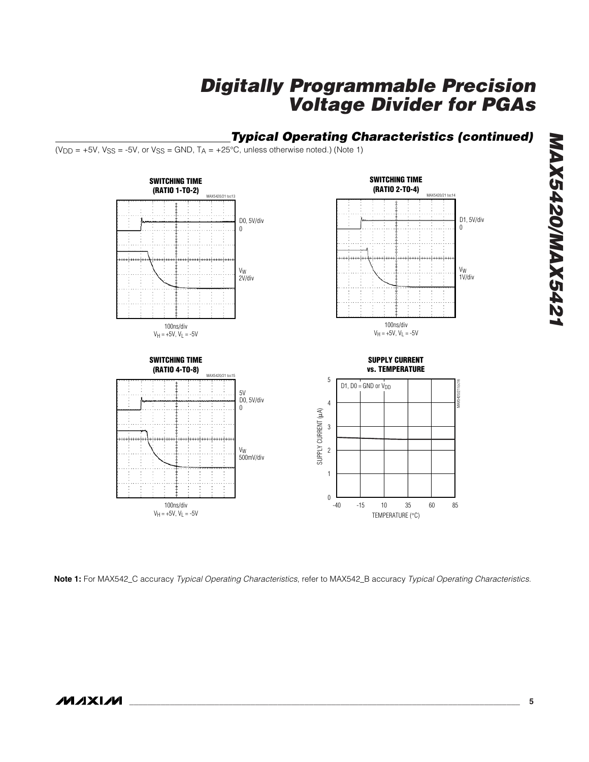## Typical Operating Characteristics (continued)

($V_{DD}$ = +5V, $V_{SS}$ = -5V, or $V_{SS}$ = GND, $T_A$ = +25°C, unless otherwise noted.) (Note 1)

**SWITCHING TIME (RATIO 1-TO-2)**

D0, 5V/div
0

$V_W$
2V/div

100ns/div
$V_H$ = +5V, $V_L$ = -5V

**SWITCHING TIME (RATIO 2-TO-4)**

D1, 5V/div
0

$V_W$
1V/div

100ns/div
$V_H$ = +5V, $V_L$ = -5V

**SWITCHING TIME (RATIO 4-TO-8)**

5V
D0, 5V/div
0

$V_W$
500mV/div

100ns/div
$V_H$ = +5V, $V_L$ = -5V

**SUPPLY CURRENT vs. TEMPERATURE**

D1, D0 = GND or $V_{DD}$

SUPPLY CURRENT (µA)

TEMPERATURE (°C)

**Note 1:** For MAX542_C accuracy *Typical Operating Characteristics*, refer to MAX542_B accuracy *Typical Operating Characteristics*.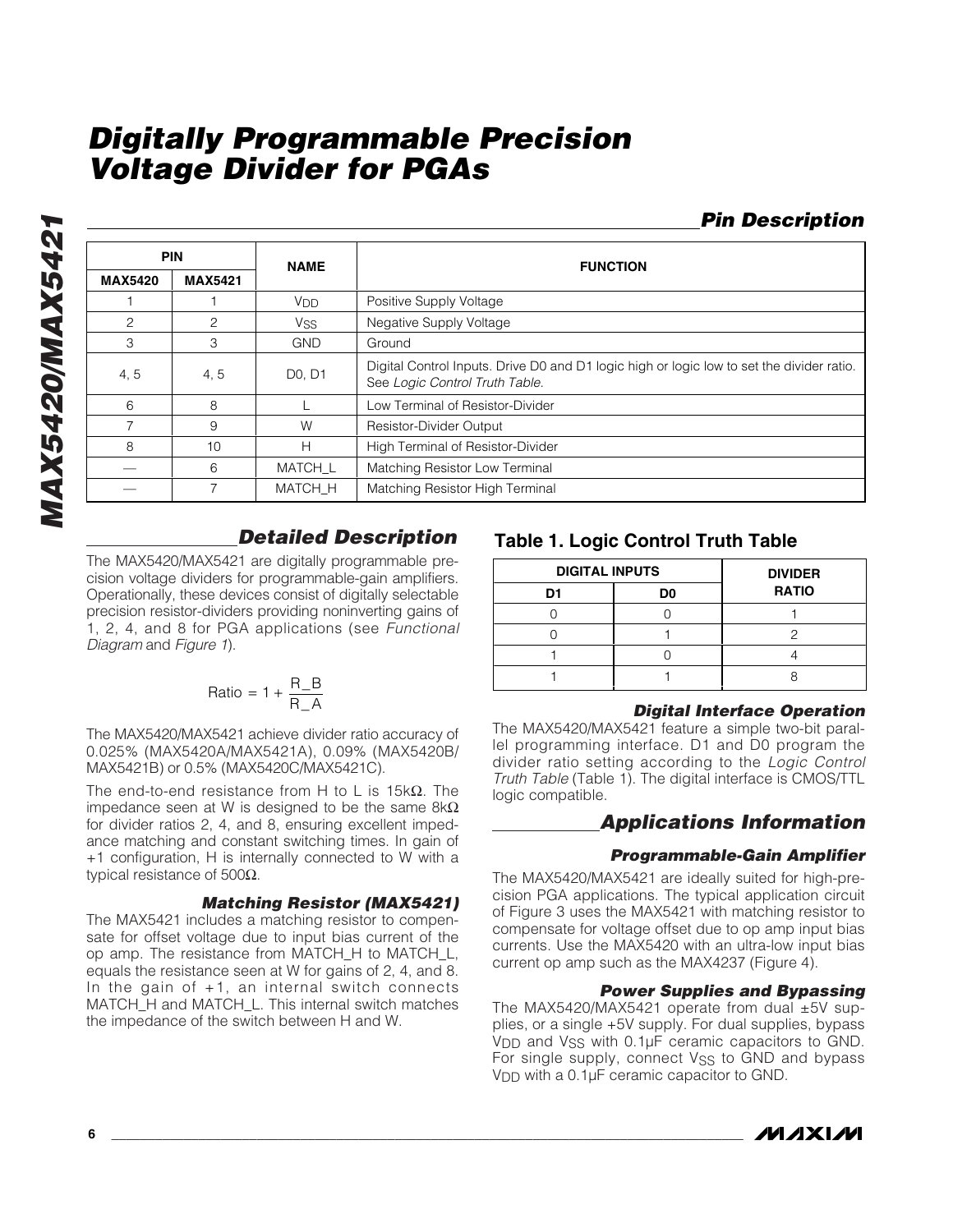# Digitally Programmable Precision Voltage Divider for PGAs

## Pin Description

| PIN | | NAME | FUNCTION |
|---|---|---|---|
| MAX5420 | MAX5421 | | |
| 1 | 1 | $V_{DD}$ | Positive Supply Voltage |
| 2 | 2 | $V_{SS}$ | Negative Supply Voltage |
| 3 | 3 | GND | Ground |
| 4, 5 | 4, 5 | D0, D1 | Digital Control Inputs. Drive D0 and D1 logic high or logic low to set the divider ratio. See *Logic Control Truth Table.* |
| 6 | 8 | L | Low Terminal of Resistor-Divider |
| 7 | 9 | W | Resistor-Divider Output |
| 8 | 10 | H | High Terminal of Resistor-Divider |
| — | 6 | MATCH_L | Matching Resistor Low Terminal |
| — | 7 | MATCH_H | Matching Resistor High Terminal |

## Detailed Description

The MAX5420/MAX5421 are digitally programmable precision voltage dividers for programmable-gain amplifiers. Operationally, these devices consist of digitally selectable precision resistor-dividers providing noninverting gains of 1, 2, 4, and 8 for PGA applications (see *Functional Diagram* and *Figure 1*).

$$\text{Ratio} = 1 + \frac{R\_B}{R\_A}$$

The MAX5420/MAX5421 achieve divider ratio accuracy of 0.025% (MAX5420A/MAX5421A), 0.09% (MAX5420B/MAX5421B) or 0.5% (MAX5420C/MAX5421C).

The end-to-end resistance from H to L is 15kΩ. The impedance seen at W is designed to be the same 8kΩ for divider ratios 2, 4, and 8, ensuring excellent impedance matching and constant switching times. In gain of +1 configuration, H is internally connected to W with a typical resistance of 500Ω.

### Matching Resistor (MAX5421)

The MAX5421 includes a matching resistor to compensate for offset voltage due to input bias current of the op amp. The resistance from MATCH_H to MATCH_L, equals the resistance seen at W for gains of 2, 4, and 8. In the gain of +1, an internal switch connects MATCH_H and MATCH_L. This internal switch matches the impedance of the switch between H and W.

### Table 1. Logic Control Truth Table

| DIGITAL INPUTS | | DIVIDER RATIO |
|---|---|---|
| D1 | D0 | |
| 0 | 0 | 1 |
| 0 | 1 | 2 |
| 1 | 0 | 4 |
| 1 | 1 | 8 |

### Digital Interface Operation

The MAX5420/MAX5421 feature a simple two-bit parallel programming interface. D1 and D0 program the divider ratio setting according to the *Logic Control Truth Table* (Table 1). The digital interface is CMOS/TTL logic compatible.

## Applications Information

### Programmable-Gain Amplifier

The MAX5420/MAX5421 are ideally suited for high-precision PGA applications. The typical application circuit of Figure 3 uses the MAX5421 with matching resistor to compensate for voltage offset due to op amp input bias currents. Use the MAX5420 with an ultra-low input bias current op amp such as the MAX4237 (Figure 4).

### Power Supplies and Bypassing

The MAX5420/MAX5421 operate from dual ±5V supplies, or a single +5V supply. For dual supplies, bypass $V_{DD}$ and $V_{SS}$ with 0.1µF ceramic capacitors to GND. For single supply, connect $V_{SS}$ to GND and bypass $V_{DD}$ with a 0.1µF ceramic capacitor to GND.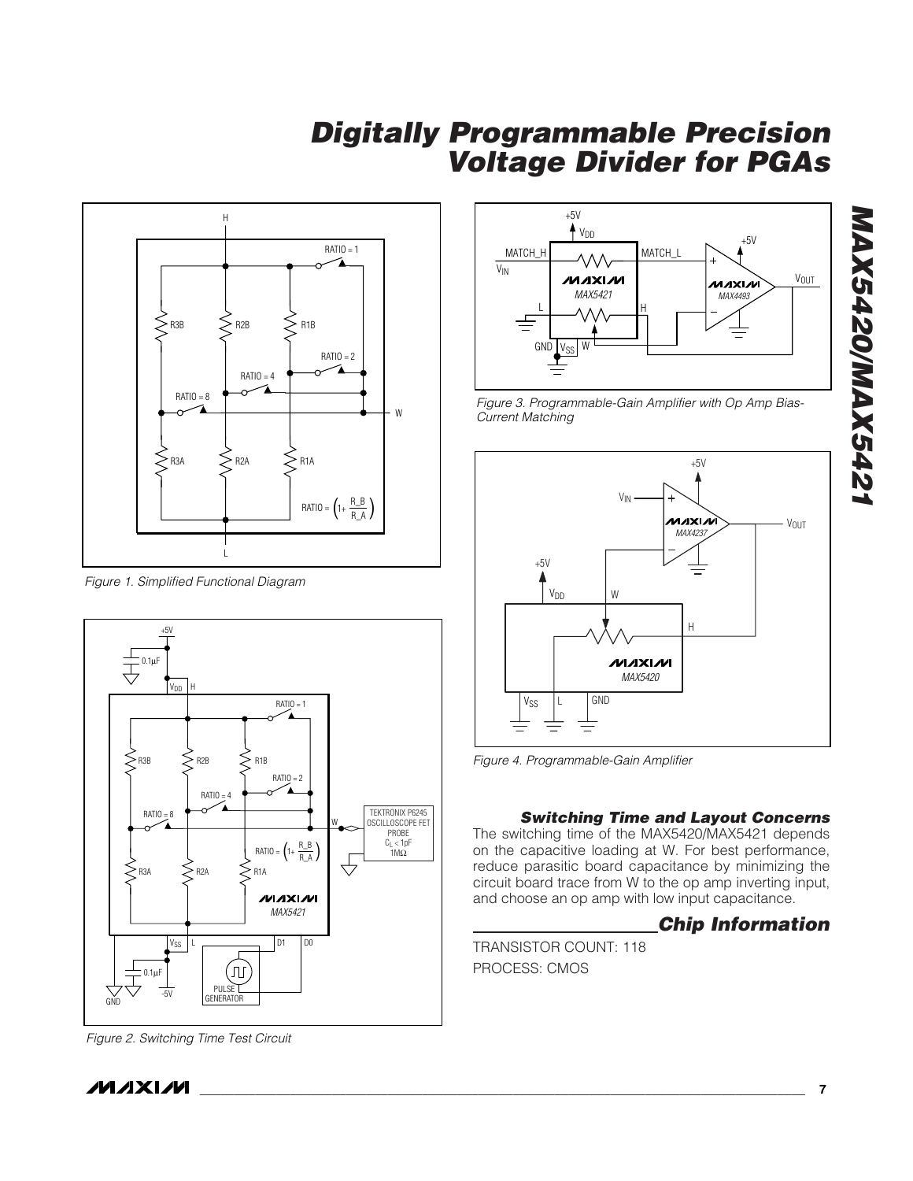Figure 1. Simplified Functional Diagram

Figure 2. Switching Time Test Circuit

Figure 3. Programmable-Gain Amplifier with Op Amp Bias-Current Matching

Figure 4. Programmable-Gain Amplifier

### Switching Time and Layout Concerns

The switching time of the MAX5420/MAX5421 depends on the capacitive loading at W. For best performance, reduce parasitic board capacitance by minimizing the circuit board trace from W to the op amp inverting input, and choose an op amp with low input capacitance.

## Chip Information

TRANSISTOR COUNT: 118

PROCESS: CMOS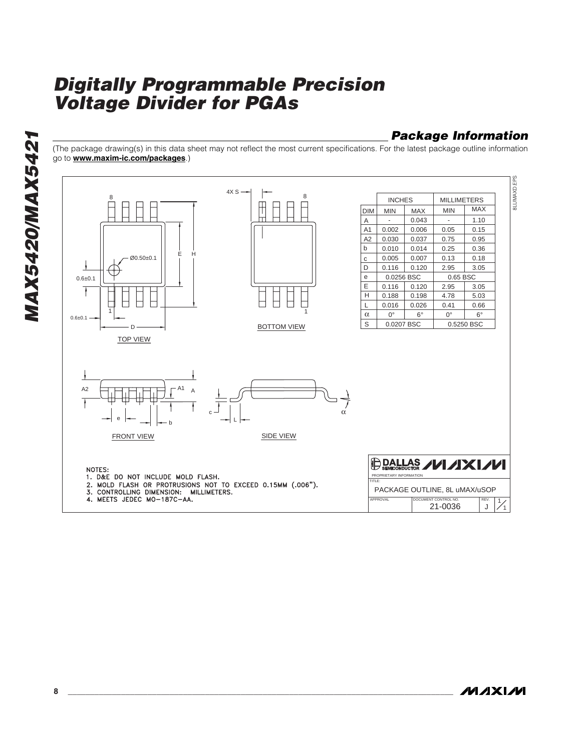## Package Information

(The package drawing(s) in this data sheet may not reflect the most current specifications. For the latest package outline information go to **www.maxim-ic.com/packages**.)

| DIM | INCHES MIN | INCHES MAX | MILLIMETERS MIN | MILLIMETERS MAX |
|---|---|---|---|---|
| A | - | 0.043 | - | 1.10 |
| A1 | 0.002 | 0.006 | 0.05 | 0.15 |
| A2 | 0.030 | 0.037 | 0.75 | 0.95 |
| b | 0.010 | 0.014 | 0.25 | 0.36 |
| c | 0.005 | 0.007 | 0.13 | 0.18 |
| D | 0.116 | 0.120 | 2.95 | 3.05 |
| e | 0.0256 BSC | | 0.65 BSC | |
| E | 0.116 | 0.120 | 2.95 | 3.05 |
| H | 0.188 | 0.198 | 4.78 | 5.03 |
| L | 0.016 | 0.026 | 0.41 | 0.66 |
| α | 0° | 6° | 0° | 6° |
| S | 0.0207 BSC | | 0.5250 BSC | |

TOP VIEW

BOTTOM VIEW

FRONT VIEW

SIDE VIEW

NOTES:
1. D&E DO NOT INCLUDE MOLD FLASH.
2. MOLD FLASH OR PROTRUSIONS NOT TO EXCEED 0.15MM (.006").
3. CONTROLLING DIMENSION: MILLIMETERS.
4. MEETS JEDEC MO-187C-AA.

DALLAS SEMICONDUCTOR MAXIM

PROPRIETARY INFORMATION

TITLE: PACKAGE OUTLINE, 8L uMAX/uSOP

APPROVAL | DOCUMENT CONTROL NO. 21-0036 | REV. J | 1/1

8LUMAXD.EPS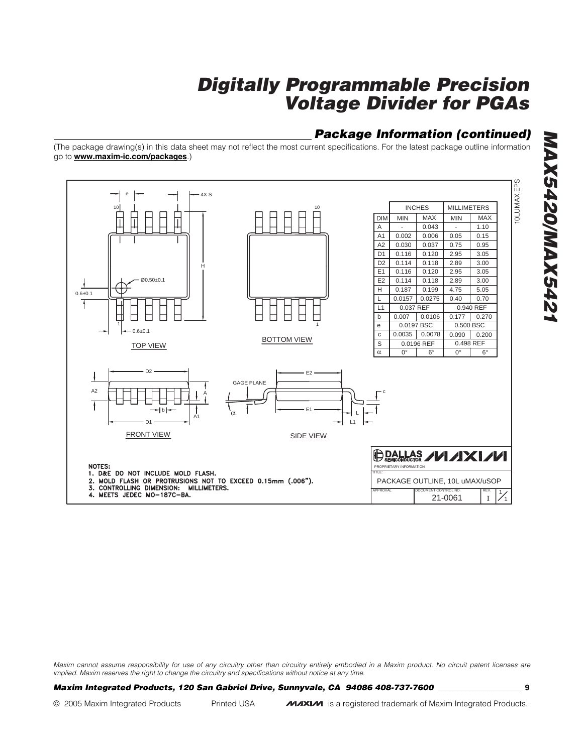## Package Information (continued)

(The package drawing(s) in this data sheet may not reflect the most current specifications. For the latest package outline information go to **www.maxim-ic.com/packages**.)

| DIM | INCHES MIN | INCHES MAX | MILLIMETERS MIN | MILLIMETERS MAX |
|---|---|---|---|---|
| A | - | 0.043 | - | 1.10 |
| A1 | 0.002 | 0.006 | 0.05 | 0.15 |
| A2 | 0.030 | 0.037 | 0.75 | 0.95 |
| D1 | 0.116 | 0.120 | 2.95 | 3.05 |
| D2 | 0.114 | 0.118 | 2.89 | 3.00 |
| E1 | 0.116 | 0.120 | 2.95 | 3.05 |
| E2 | 0.114 | 0.118 | 2.89 | 3.00 |
| H | 0.187 | 0.199 | 4.75 | 5.05 |
| L | 0.0157 | 0.0275 | 0.40 | 0.70 |
| L1 | 0.037 REF | | 0.940 REF | |
| b | 0.007 | 0.0106 | 0.177 | 0.270 |
| e | 0.0197 BSC | | 0.500 BSC | |
| c | 0.0035 | 0.0078 | 0.090 | 0.200 |
| S | 0.0196 REF | | 0.498 REF | |
| α | 0° | 6° | 0° | 6° |

TOP VIEW

BOTTOM VIEW

FRONT VIEW

SIDE VIEW

e
4X S
10
1
H
Ø0.50±0.1
0.6±0.1
0.6±0.1
D2
D1
A2
A
A1
b
E2
E1
GAGE PLANE
c
α
L
L1

10LUMAX.EPS

NOTES:
1. D&E DO NOT INCLUDE MOLD FLASH.
2. MOLD FLASH OR PROTRUSIONS NOT TO EXCEED 0.15mm (.006").
3. CONTROLLING DIMENSION: MILLIMETERS.
4. MEETS JEDEC MO-187C-BA.

DALLAS SEMICONDUCTOR MAXIM
PROPRIETARY INFORMATION
TITLE: PACKAGE OUTLINE, 10L uMAX/uSOP
APPROVAL
DOCUMENT CONTROL NO. 21-0061
REV. I
1/1

Maxim cannot assume responsibility for use of any circuitry other than circuitry entirely embodied in a Maxim product. No circuit patent licenses are implied. Maxim reserves the right to change the circuitry and specifications without notice at any time.

**Maxim Integrated Products, 120 San Gabriel Drive, Sunnyvale, CA 94086 408-737-7600**

© 2005 Maxim Integrated Products Printed USA MAXIM is a registered trademark of Maxim Integrated Products.